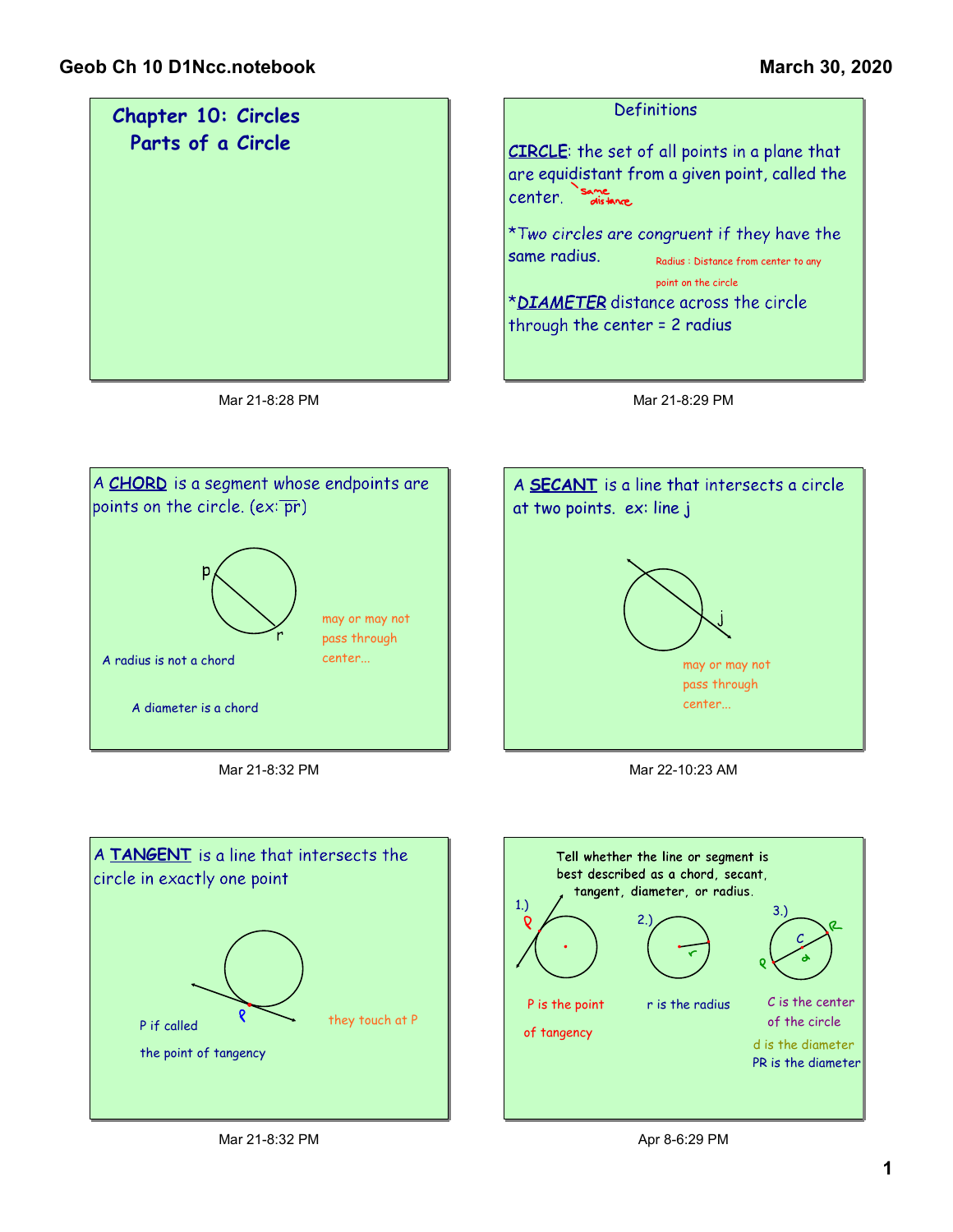# Chapter 10: Circles
## Parts of a Circle

Mar 21-8:28 PM

### Definitions

**CIRCLE**: the set of all points in a plane that are equidistant from a given point, called the center. (same distance)

*Two circles are congruent if they have the same radius.

Radius : Distance from center to any point on the circle

***DIAMETER*** distance across the circle through the center = 2 radius

Mar 21-8:29 PM

A **CHORD** is a segment whose endpoints are points on the circle. (ex: $\overline{pr}$)

p

r

may or may not pass through center...

A radius is not a chord

A diameter is a chord

Mar 21-8:32 PM

A **SECANT** is a line that intersects a circle at two points. ex: line j

j

may or may not pass through center...

Mar 22-10:23 AM

A **TANGENT** is a line that intersects the circle in exactly one point

P

P if called the point of tangency

they touch at P

Mar 21-8:32 PM

Tell whether the line or segment is best described as a chord, secant, tangent, diameter, or radius.

1.) P — P is the point of tangency

2.) r — r is the radius

3.) C, P, R, d — C is the center of the circle; d is the diameter; PR is the diameter

Apr 8-6:29 PM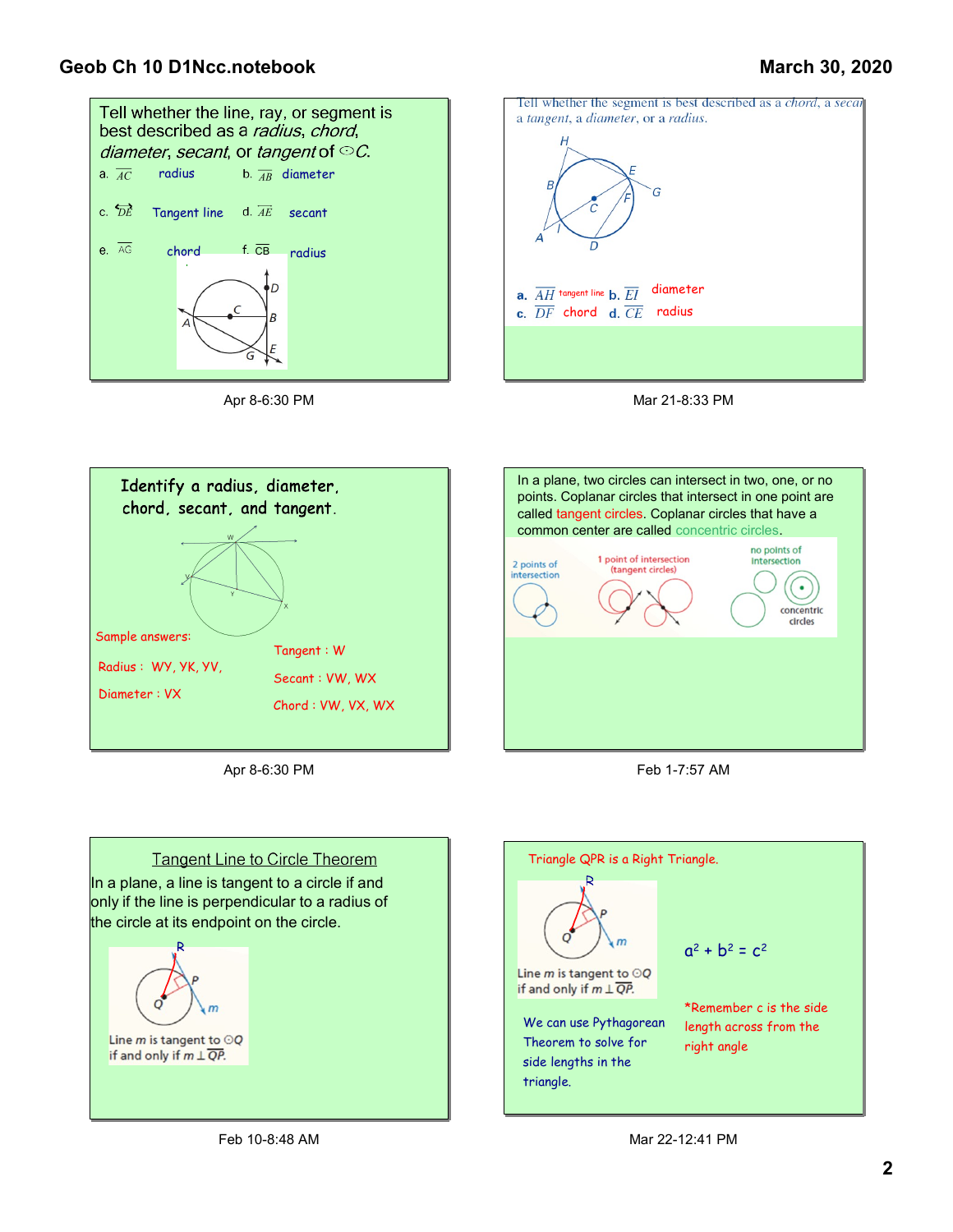Tell whether the line, ray, or segment is best described as a *radius*, *chord*, *diameter*, *secant*, or *tangent* of ⊙*C*.

a. $\overline{AC}$ radius   b. $\overline{AB}$ diameter

c. $\overleftrightarrow{DE}$ Tangent line   d. $\overline{AE}$ secant

e. $\overline{AG}$ chord   f. $\overline{CB}$ radius

Apr 8-6:30 PM

Tell whether the segment is best described as a *chord*, a *secant*, a *tangent*, a *diameter*, or a *radius*.

**a.** $\overline{AH}$ tangent line **b.** $\overline{EI}$ diameter

**c.** $\overline{DF}$ chord **d.** $\overline{CE}$ radius

Mar 21-8:33 PM

Identify a radius, diameter, chord, secant, and tangent.

Sample answers:

Radius : WY, YK, YV,

Diameter : VX

Tangent : W

Secant : VW, WX

Chord : VW, VX, WX

Apr 8-6:30 PM

In a plane, two circles can intersect in two, one, or no points. Coplanar circles that intersect in one point are called tangent circles. Coplanar circles that have a common center are called concentric circles.

2 points of intersection — 1 point of intersection (tangent circles) — no points of intersection — concentric circles

Feb 1-7:57 AM

Tangent Line to Circle Theorem

In a plane, a line is tangent to a circle if and only if the line is perpendicular to a radius of the circle at its endpoint on the circle.

Line *m* is tangent to ⊙*Q* if and only if $m \perp \overline{QP}$.

Feb 10-8:48 AM

Triangle QPR is a Right Triangle.

Line *m* is tangent to ⊙*Q* if and only if $m \perp \overline{QP}$.

$a^2 + b^2 = c^2$

We can use Pythagorean Theorem to solve for side lengths in the triangle.

*Remember c is the side length across from the right angle

Mar 22-12:41 PM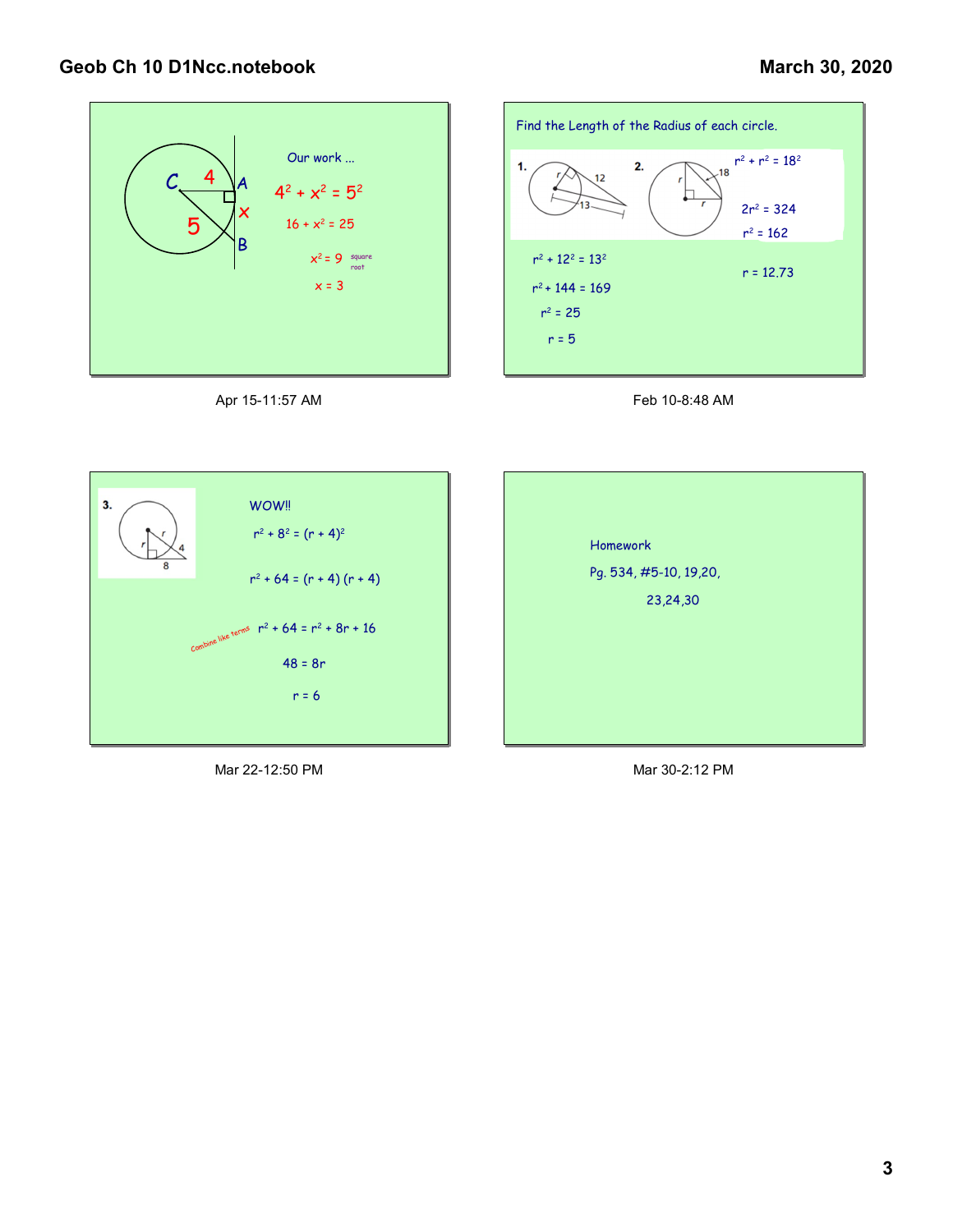C 4 A

5 x

B

Our work ...

$4^2 + x^2 = 5^2$

$16 + x^2 = 25$

$x^2 = 9$ square root

$x = 3$

Apr 15-11:57 AM

Find the Length of the Radius of each circle.

1. r 12 13

2. r 18 r

$r^2 + r^2 = 18^2$

$2r^2 = 324$

$r^2 = 162$

$r = 12.73$

$r^2 + 12^2 = 13^2$

$r^2 + 144 = 169$

$r^2 = 25$

$r = 5$

Feb 10-8:48 AM

3. r r 4 8

WOW!!

$r^2 + 8^2 = (r + 4)^2$

$r^2 + 64 = (r + 4)(r + 4)$

Combine like terms $r^2 + 64 = r^2 + 8r + 16$

$48 = 8r$

$r = 6$

Mar 22-12:50 PM

Homework

Pg. 534, #5-10, 19,20,

23,24,30

Mar 30-2:12 PM